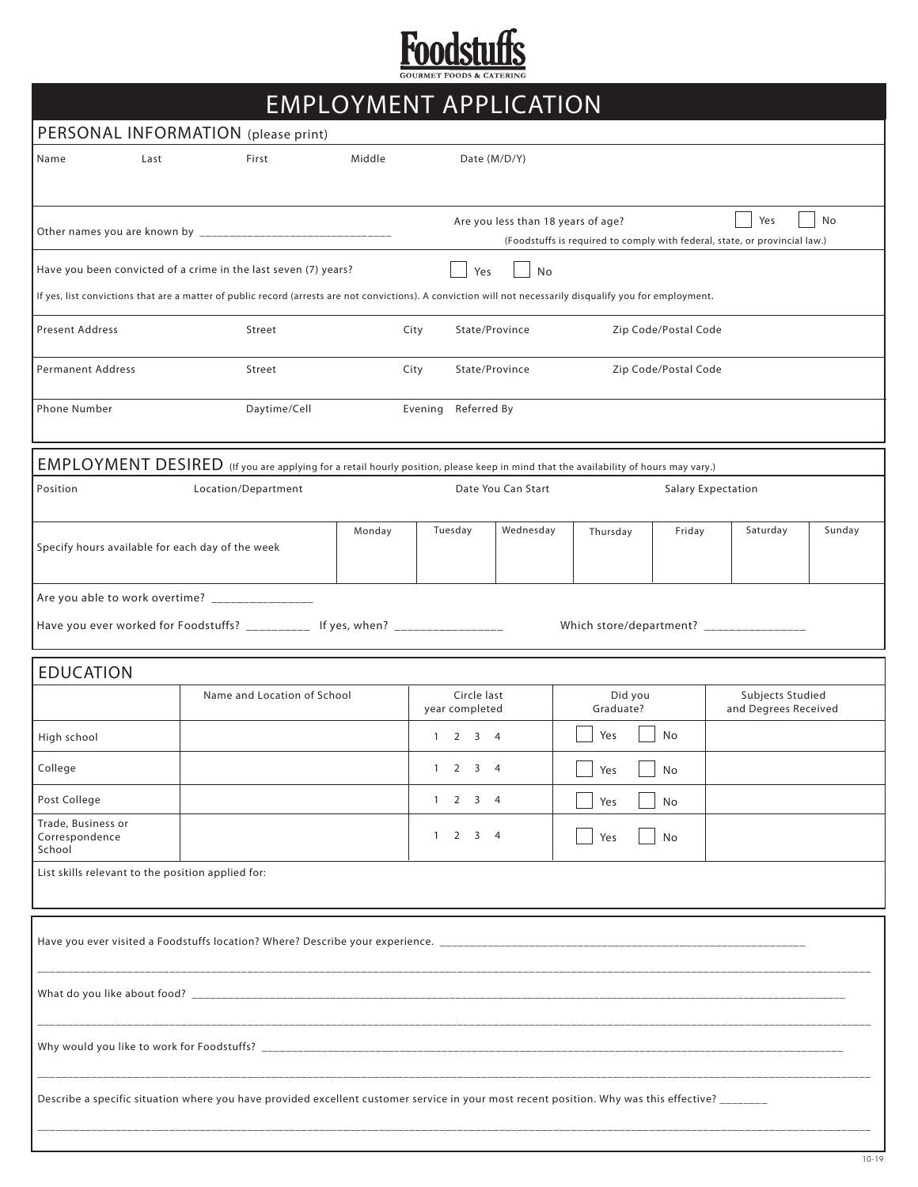# Foodstuffs

GOURMET FOODS & CATERING

# EMPLOYMENT APPLICATION

## PERSONAL INFORMATION (please print)

| Name | Last | First | Middle | Date (M/D/Y) |
|---|---|---|---|---|
| | | | | |

Other names you are known by ______________________________

Are you less than 18 years of age? ☐ Yes ☐ No
(Foodstuffs is required to comply with federal, state, or provincial law.)

Have you been convicted of a crime in the last seven (7) years? ☐ Yes ☐ No

If yes, list convictions that are a matter of public record (arrests are not convictions). A conviction will not necessarily disqualify you for employment.

| Present Address | Street | City | State/Province | Zip Code/Postal Code |
|---|---|---|---|---|
| | | | | |

| Permanent Address | Street | City | State/Province | Zip Code/Postal Code |
|---|---|---|---|---|
| | | | | |

| Phone Number | Daytime/Cell | Evening | Referred By |
|---|---|---|---|
| | | | |

## EMPLOYMENT DESIRED (If you are applying for a retail hourly position, please keep in mind that the availability of hours may vary.)

| Position | Location/Department | Date You Can Start | Salary Expectation |
|---|---|---|---|
| | | | |

| Specify hours available for each day of the week | Monday | Tuesday | Wednesday | Thursday | Friday | Saturday | Sunday |
|---|---|---|---|---|---|---|---|
| | | | | | | | |

Are you able to work overtime? ________________

Have you ever worked for Foodstuffs? __________ If yes, when? ________________ Which store/department? ________________

## EDUCATION

| | Name and Location of School | Circle last year completed | Did you Graduate? | Subjects Studied and Degrees Received |
|---|---|---|---|---|
| High school | | 1 2 3 4 | ☐ Yes ☐ No | |
| College | | 1 2 3 4 | ☐ Yes ☐ No | |
| Post College | | 1 2 3 4 | ☐ Yes ☐ No | |
| Trade, Business or Correspondence School | | 1 2 3 4 | ☐ Yes ☐ No | |

List skills relevant to the position applied for:

Have you ever visited a Foodstuffs location? Where? Describe your experience. ______________________________________________________________

______________________________________________________________________________________________________________

What do you like about food? ______________________________________________________________________________________________

______________________________________________________________________________________________________________

Why would you like to work for Foodstuffs? ____________________________________________________________________________________

______________________________________________________________________________________________________________

Describe a specific situation where you have provided excellent customer service in your most recent position. Why was this effective? ________

______________________________________________________________________________________________________________

10-19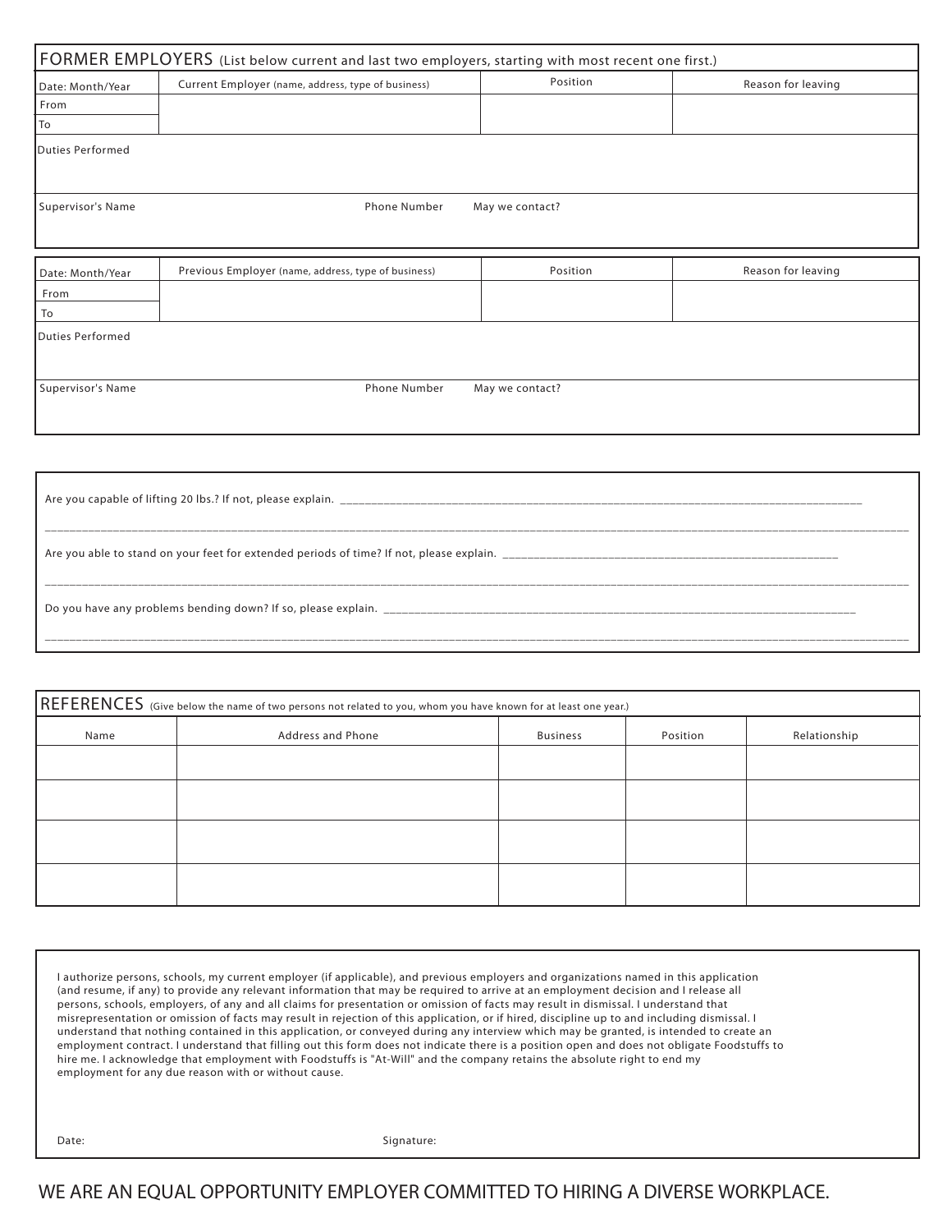## FORMER EMPLOYERS (List below current and last two employers, starting with most recent one first.)

| Date: Month/Year | Current Employer (name, address, type of business) | Position | Reason for leaving |
|---|---|---|---|
| From | | | |
| To | | | |

Duties Performed

Supervisor's Name    Phone Number    May we contact?

| Date: Month/Year | Previous Employer (name, address, type of business) | Position | Reason for leaving |
|---|---|---|---|
| From | | | |
| To | | | |

Duties Performed

Supervisor's Name    Phone Number    May we contact?

Are you capable of lifting 20 lbs.? If not, please explain. ______________________________________________

______________________________________________________________________________

Are you able to stand on your feet for extended periods of time? If not, please explain. ______________________________

______________________________________________________________________________

Do you have any problems bending down? If so, please explain. ______________________________________

______________________________________________________________________________

## REFERENCES (Give below the name of two persons not related to you, whom you have known for at least one year.)

| Name | Address and Phone | Business | Position | Relationship |
|---|---|---|---|---|
| | | | | |
| | | | | |
| | | | | |
| | | | | |

I authorize persons, schools, my current employer (if applicable), and previous employers and organizations named in this application (and resume, if any) to provide any relevant information that may be required to arrive at an employment decision and I release all persons, schools, employers, of any and all claims for presentation or omission of facts may result in dismissal. I understand that misrepresentation or omission of facts may result in rejection of this application, or if hired, discipline up to and including dismissal. I understand that nothing contained in this application, or conveyed during any interview which may be granted, is intended to create an employment contract. I understand that filling out this form does not indicate there is a position open and does not obligate Foodstuffs to hire me. I acknowledge that employment with Foodstuffs is "At-Will" and the company retains the absolute right to end my employment for any due reason with or without cause.

Date:    Signature:

WE ARE AN EQUAL OPPORTUNITY EMPLOYER COMMITTED TO HIRING A DIVERSE WORKPLACE.